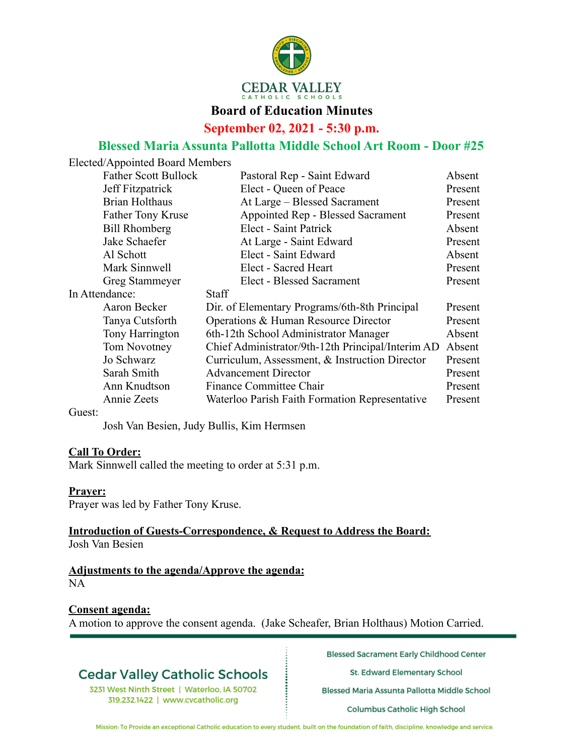# CEDAR VALLEY CATHOLIC SCHOOLS

## Board of Education Minutes

## September 02, 2021 - 5:30 p.m.

## Blessed Maria Assunta Pallotta Middle School Art Room - Door #25

Elected/Appointed Board Members

| Name | Role | Status |
|---|---|---|
| Father Scott Bullock | Pastoral Rep - Saint Edward | Absent |
| Jeff Fitzpatrick | Elect - Queen of Peace | Present |
| Brian Holthaus | At Large – Blessed Sacrament | Present |
| Father Tony Kruse | Appointed Rep - Blessed Sacrament | Present |
| Bill Rhomberg | Elect - Saint Patrick | Absent |
| Jake Schaefer | At Large - Saint Edward | Present |
| Al Schott | Elect - Saint Edward | Absent |
| Mark Sinnwell | Elect - Sacred Heart | Present |
| Greg Stammeyer | Elect - Blessed Sacrament | Present |

In Attendance: Staff

| Name | Role | Status |
|---|---|---|
| Aaron Becker | Dir. of Elementary Programs/6th-8th Principal | Present |
| Tanya Cutsforth | Operations & Human Resource Director | Present |
| Tony Harrington | 6th-12th School Administrator Manager | Absent |
| Tom Novotney | Chief Administrator/9th-12th Principal/Interim AD | Absent |
| Jo Schwarz | Curriculum, Assessment, & Instruction Director | Present |
| Sarah Smith | Advancement Director | Present |
| Ann Knudtson | Finance Committee Chair | Present |
| Annie Zeets | Waterloo Parish Faith Formation Representative | Present |

Guest:

Josh Van Besien, Judy Bullis, Kim Hermsen

**Call To Order:**
Mark Sinnwell called the meeting to order at 5:31 p.m.

**Prayer:**
Prayer was led by Father Tony Kruse.

**Introduction of Guests-Correspondence, & Request to Address the Board:**
Josh Van Besien

**Adjustments to the agenda/Approve the agenda:**
NA

**Consent agenda:**
A motion to approve the consent agenda. (Jake Scheafer, Brian Holthaus) Motion Carried.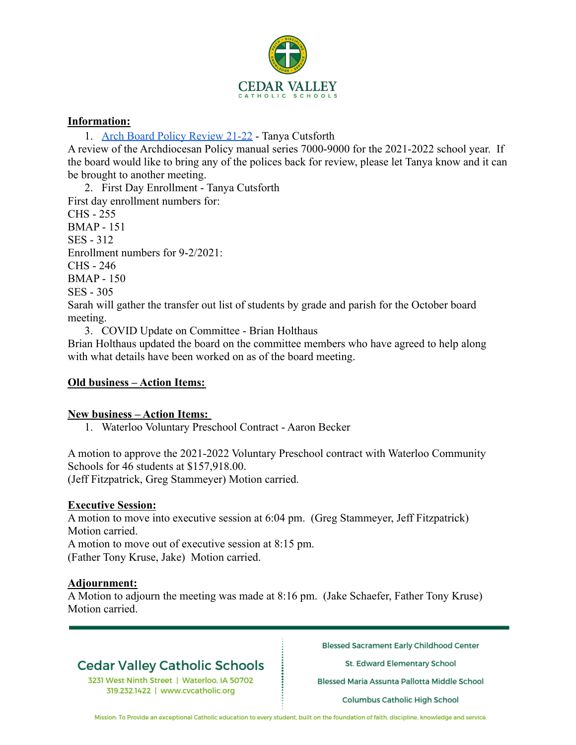**Information:**

1. [Arch Board Policy Review 21-22] - Tanya Cutsforth

A review of the Archdiocesan Policy manual series 7000-9000 for the 2021-2022 school year. If the board would like to bring any of the polices back for review, please let Tanya know and it can be brought to another meeting.

2. First Day Enrollment - Tanya Cutsforth

First day enrollment numbers for:
CHS - 255
BMAP - 151
SES - 312
Enrollment numbers for 9-2/2021:
CHS - 246
BMAP - 150
SES - 305
Sarah will gather the transfer out list of students by grade and parish for the October board meeting.

3. COVID Update on Committee - Brian Holthaus

Brian Holthaus updated the board on the committee members who have agreed to help along with what details have been worked on as of the board meeting.

**Old business – Action Items:**

**New business – Action Items:**

1. Waterloo Voluntary Preschool Contract - Aaron Becker

A motion to approve the 2021-2022 Voluntary Preschool contract with Waterloo Community Schools for 46 students at $157,918.00.
(Jeff Fitzpatrick, Greg Stammeyer) Motion carried.

**Executive Session:**

A motion to move into executive session at 6:04 pm. (Greg Stammeyer, Jeff Fitzpatrick) Motion carried.
A motion to move out of executive session at 8:15 pm.
(Father Tony Kruse, Jake) Motion carried.

**Adjournment:**

A Motion to adjourn the meeting was made at 8:16 pm. (Jake Schaefer, Father Tony Kruse) Motion carried.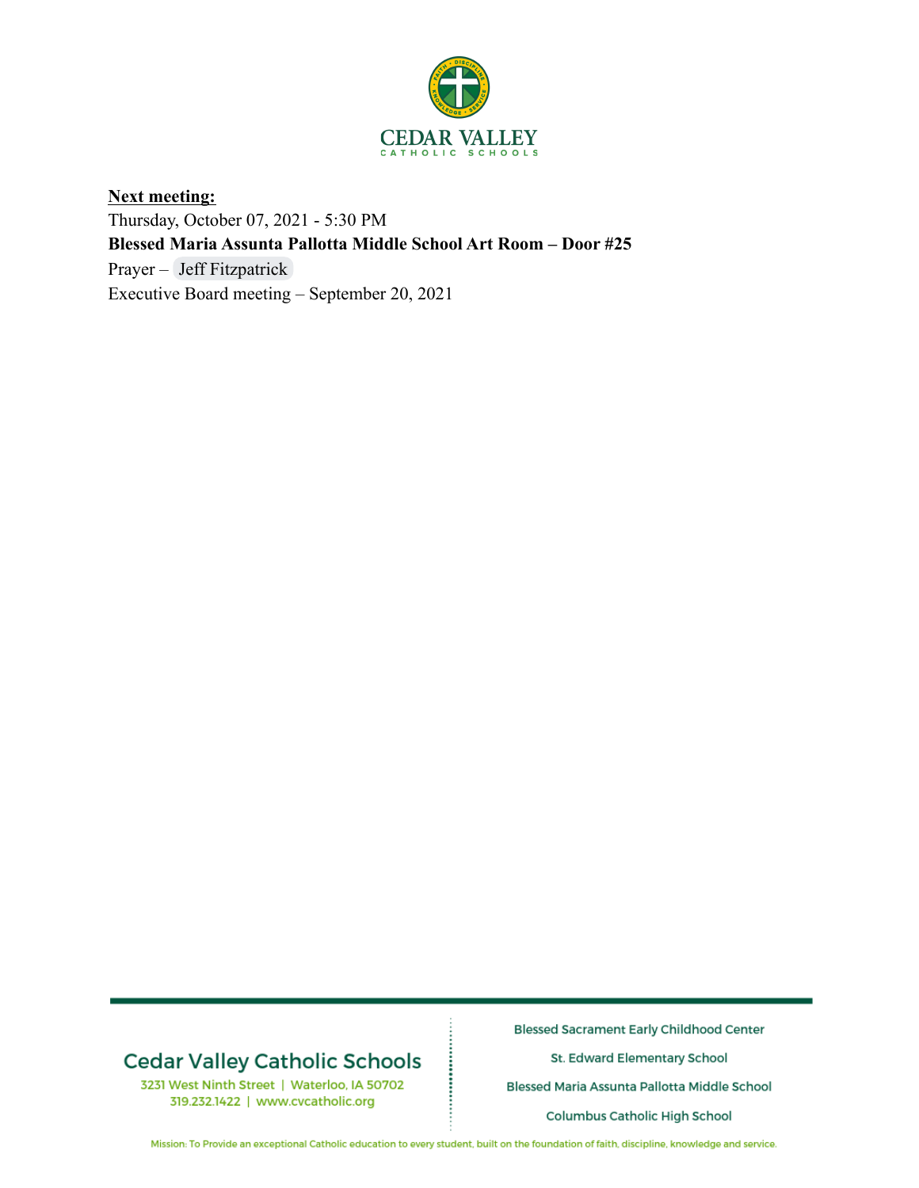**Next meeting:**

Thursday, October 07, 2021 - 5:30 PM

**Blessed Maria Assunta Pallotta Middle School Art Room – Door #25**

Prayer – Jeff Fitzpatrick

Executive Board meeting – September 20, 2021